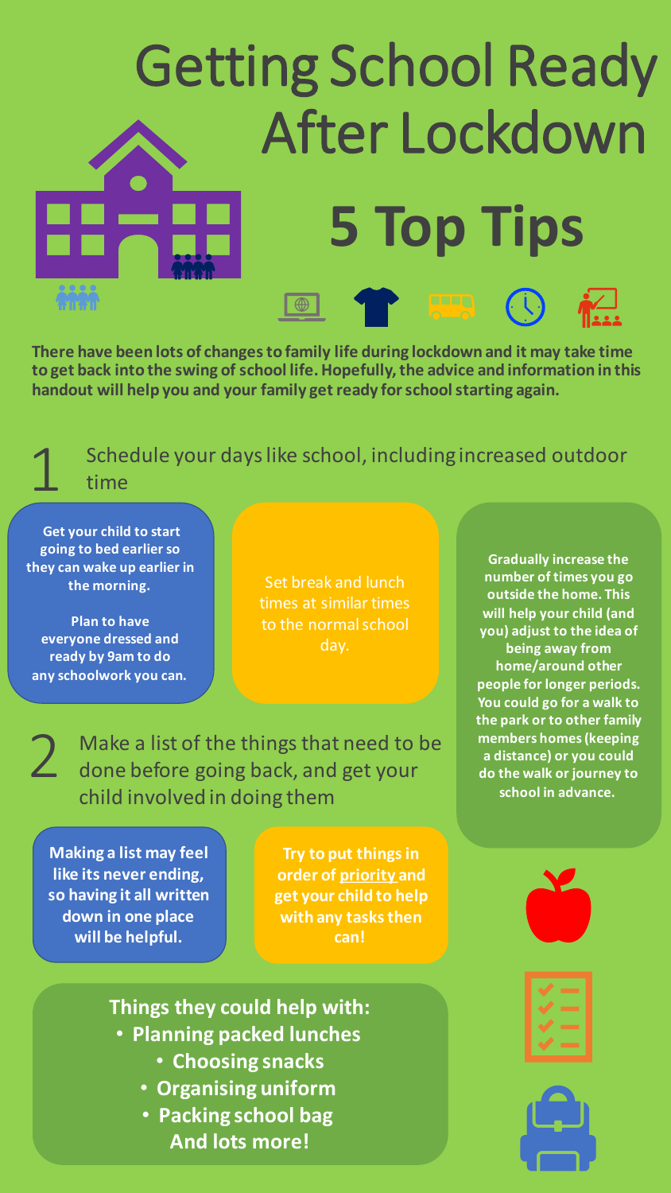# Getting School Ready After Lockdown

## 5 Top Tips

**There have been lots of changes to family life during lockdown and it may take time to get back into the swing of school life. Hopefully, the advice and information in this handout will help you and your family get ready for school starting again.**

## 1 Schedule your days like school, including increased outdoor time

**Get your child to start going to bed earlier so they can wake up earlier in the morning.**

**Plan to have everyone dressed and ready by 9am to do any schoolwork you can.**

Set break and lunch times at similar times to the normal school day.

**Gradually increase the number of times you go outside the home. This will help your child (and you) adjust to the idea of being away from home/around other people for longer periods. You could go for a walk to the park or to other family members homes (keeping a distance) or you could do the walk or journey to school in advance.**

## 2 Make a list of the things that need to be done before going back, and get your child involved in doing them

**Making a list may feel like its never ending, so having it all written down in one place will be helpful.**

**Try to put things in order of priority and get your child to help with any tasks then can!**

**Things they could help with:**

- **Planning packed lunches**
- **Choosing snacks**
- **Organising uniform**
- **Packing school bag**

**And lots more!**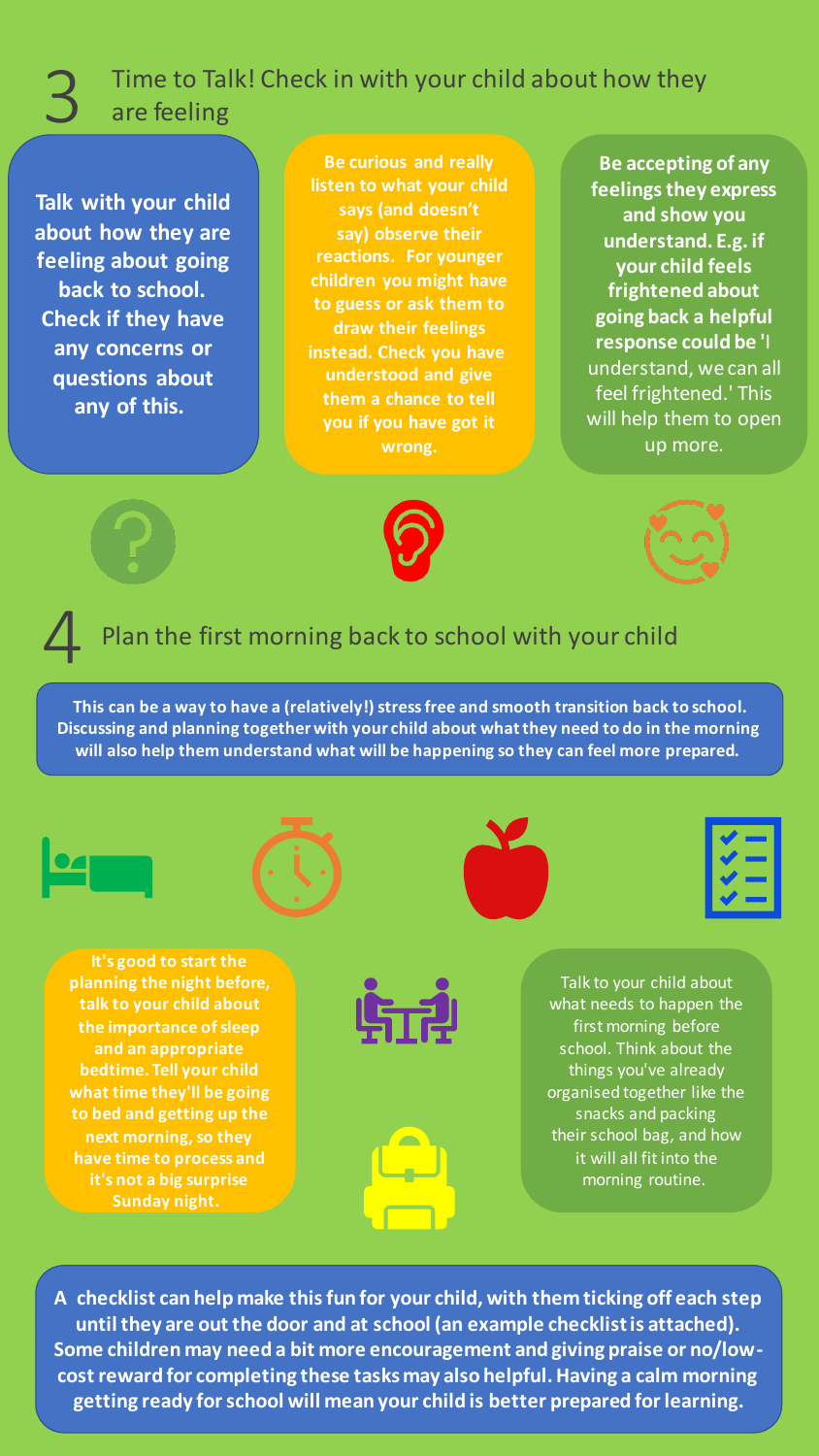## 3 Time to Talk! Check in with your child about how they are feeling

**Talk with your child about how they are feeling about going back to school. Check if they have any concerns or questions about any of this.**

**Be curious and really listen to what your child says (and doesn't say) observe their reactions. For younger children you might have to guess or ask them to draw their feelings instead. Check you have understood and give them a chance to tell you if you have got it wrong.**

**Be accepting of any feelings they express and show you understand. E.g. if your child feels frightened about going back a helpful response could be** 'I understand, we can all feel frightened.' This will help them to open up more.

## 4 Plan the first morning back to school with your child

**This can be a way to have a (relatively!) stress free and smooth transition back to school. Discussing and planning together with your child about what they need to do in the morning will also help them understand what will be happening so they can feel more prepared.**

**It's good to start the planning the night before, talk to your child about the importance of sleep and an appropriate bedtime. Tell your child what time they'll be going to bed and getting up the next morning, so they have time to process and it's not a big surprise Sunday night.**

Talk to your child about what needs to happen the first morning before school. Think about the things you've already organised together like the snacks and packing their school bag, and how it will all fit into the morning routine.

**A checklist can help make this fun for your child, with them ticking off each step until they are out the door and at school (an example checklist is attached). Some children may need a bit more encouragement and giving praise or no/low-cost reward for completing these tasks may also helpful. Having a calm morning getting ready for school will mean your child is better prepared for learning.**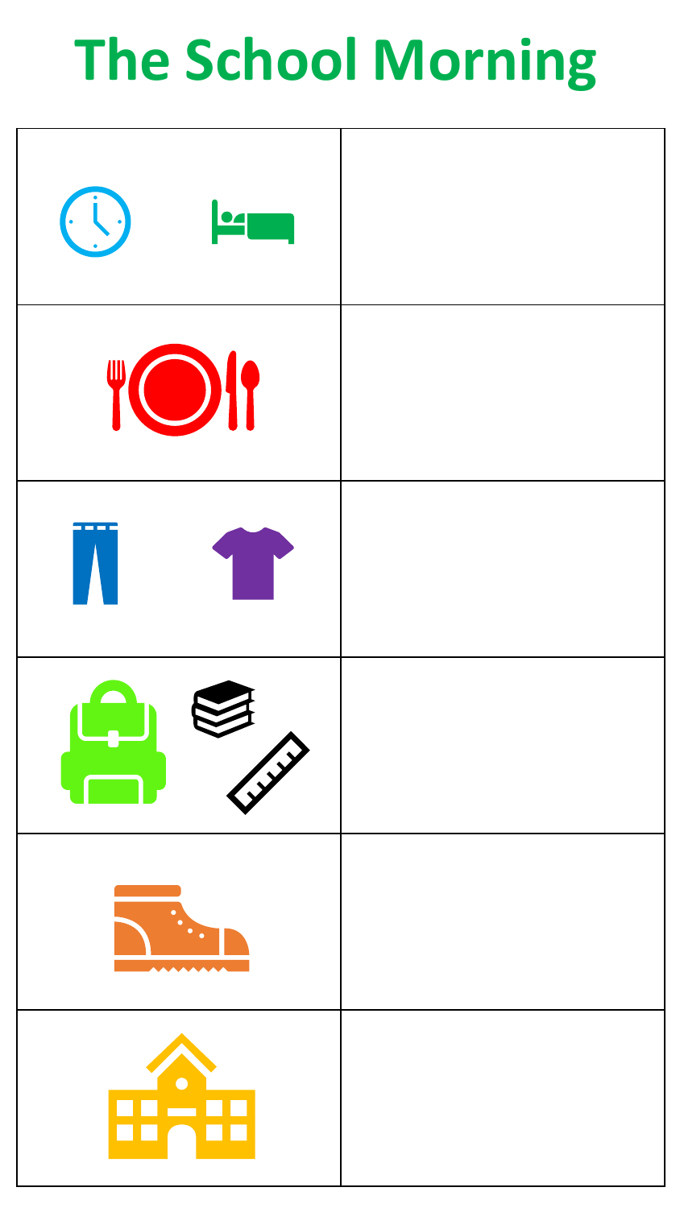# The School Morning

| | |
|---|---|
| | |
| | |
| | |
| | |
| | |
| | |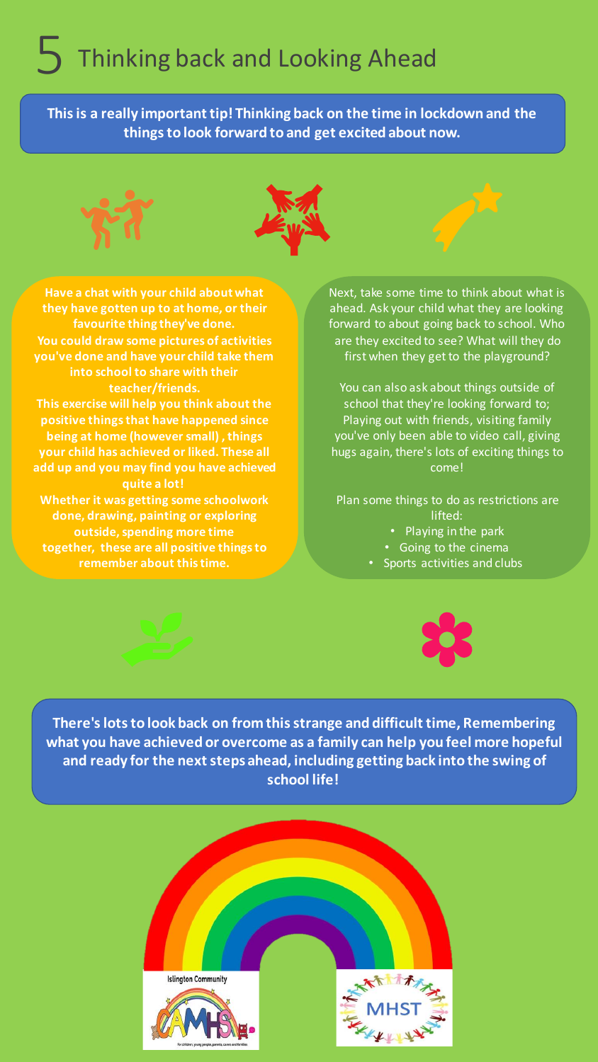# 5 Thinking back and Looking Ahead

**This is a really important tip! Thinking back on the time in lockdown and the things to look forward to and get excited about now.**

**Have a chat with your child about what they have gotten up to at home, or their favourite thing they've done.**

**You could draw some pictures of activities you've done and have your child take them into school to share with their teacher/friends.**

**This exercise will help you think about the positive things that have happened since being at home (however small) , things your child has achieved or liked. These all add up and you may find you have achieved quite a lot!**

**Whether it was getting some schoolwork done, drawing, painting or exploring outside, spending more time together, these are all positive things to remember about this time.**

Next, take some time to think about what is ahead. Ask your child what they are looking forward to about going back to school. Who are they excited to see? What will they do first when they get to the playground?

You can also ask about things outside of school that they're looking forward to; Playing out with friends, visiting family you've only been able to video call, giving hugs again, there's lots of exciting things to come!

Plan some things to do as restrictions are lifted:

- Playing in the park
- Going to the cinema
- Sports activities and clubs

**There's lots to look back on from this strange and difficult time, Remembering what you have achieved or overcome as a family can help you feel more hopeful and ready for the next steps ahead, including getting back into the swing of school life!**

Islington Community CAMHS

For children, young people, parents, carers and families

MHST